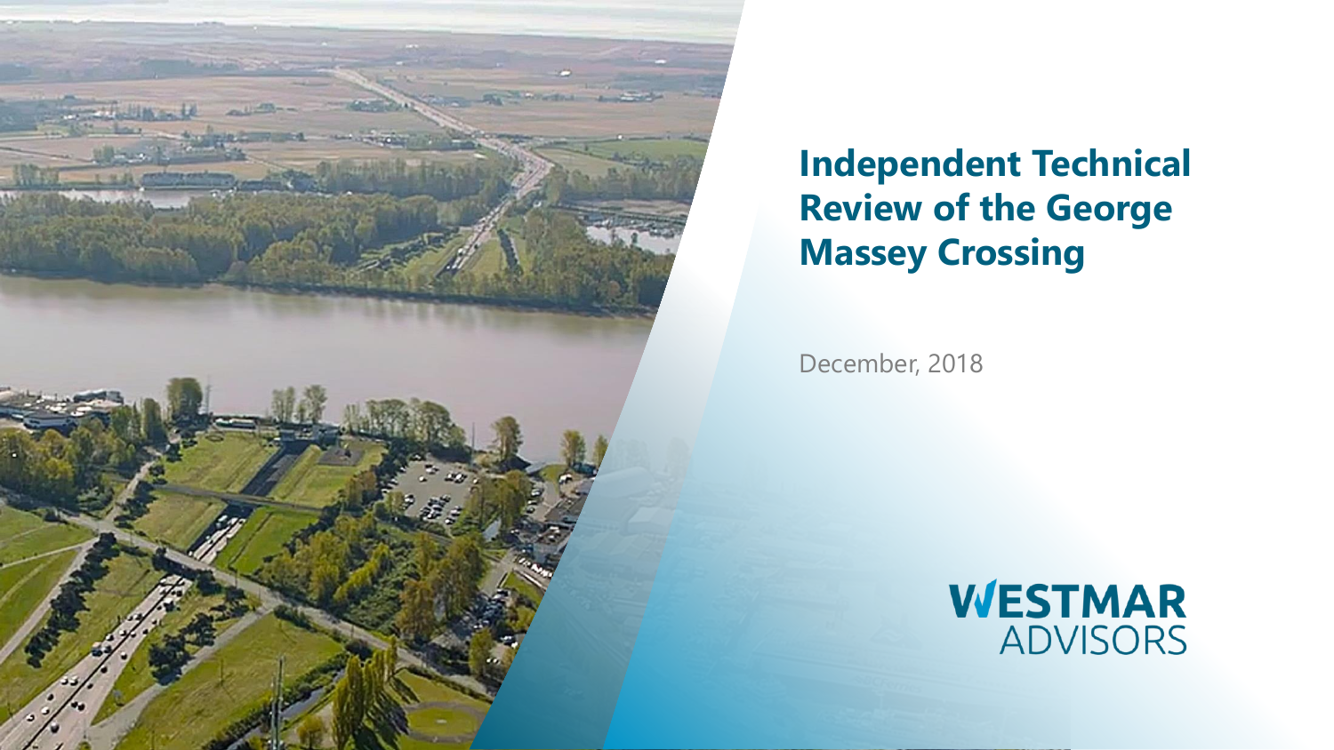# Independent Technical Review of the George Massey Crossing

December, 2018

WESTMAR ADVISORS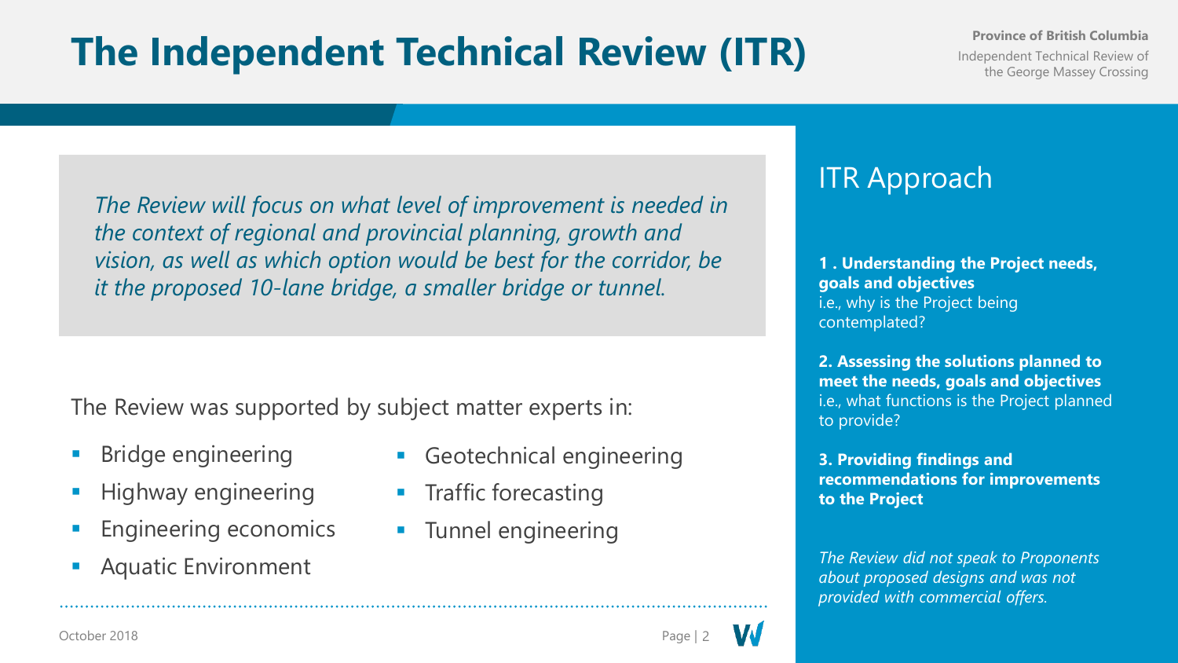# The Independent Technical Review (ITR)

*The Review will focus on what level of improvement is needed in the context of regional and provincial planning, growth and vision, as well as which option would be best for the corridor, be it the proposed 10-lane bridge, a smaller bridge or tunnel.*

The Review was supported by subject matter experts in:

- Bridge engineering
- Highway engineering
- Engineering economics
- Aquatic Environment
- Geotechnical engineering
- Traffic forecasting
- Tunnel engineering

## ITR Approach

**1 . Understanding the Project needs, goals and objectives**
i.e., why is the Project being contemplated?

**2. Assessing the solutions planned to meet the needs, goals and objectives**
i.e., what functions is the Project planned to provide?

**3. Providing findings and recommendations for improvements to the Project**

*The Review did not speak to Proponents about proposed designs and was not provided with commercial offers.*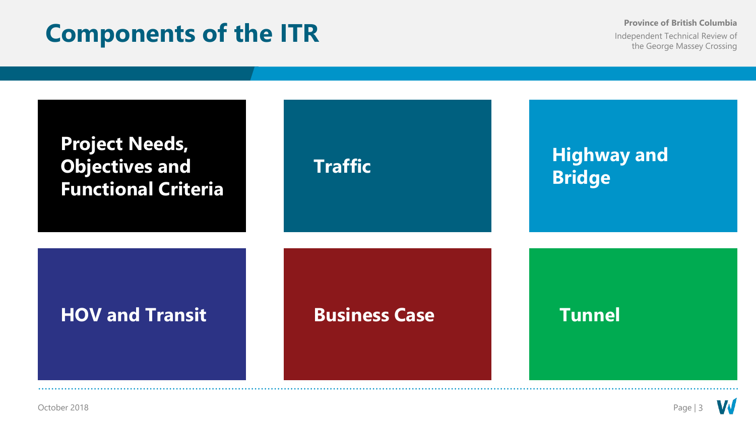# Components of the ITR

- Project Needs, Objectives and Functional Criteria
- Traffic
- Highway and Bridge
- HOV and Transit
- Business Case
- Tunnel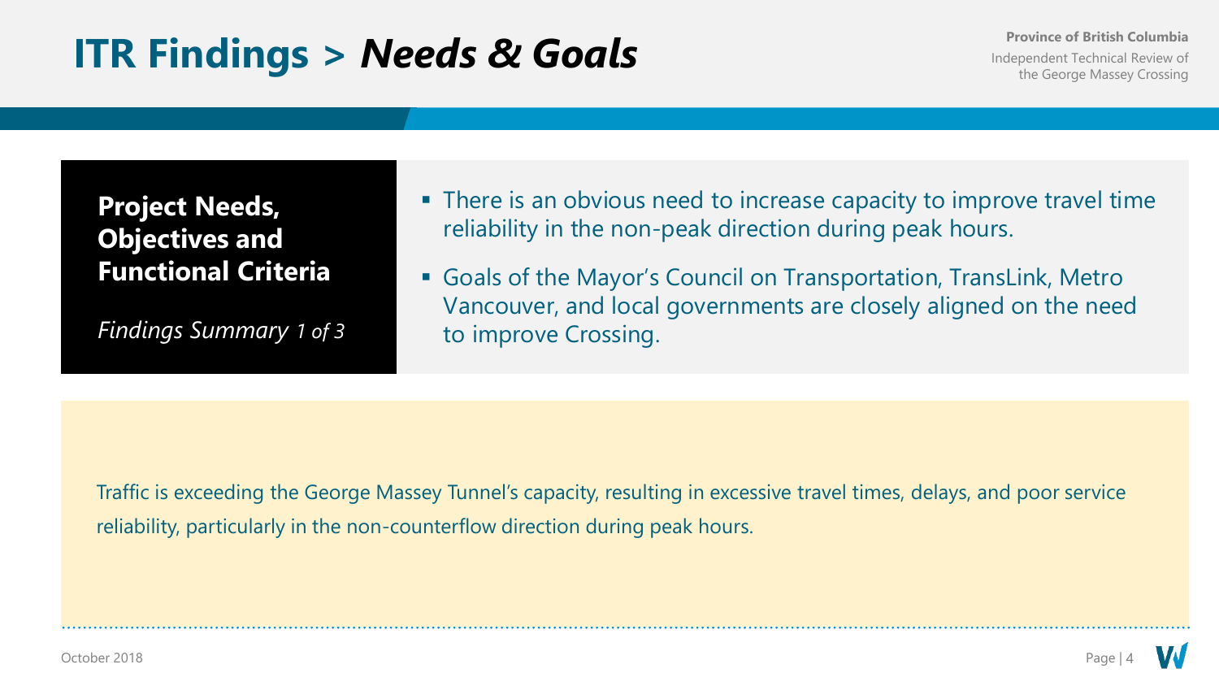# ITR Findings > *Needs & Goals*

**Project Needs, Objectives and Functional Criteria**

*Findings Summary 1 of 3*

- There is an obvious need to increase capacity to improve travel time reliability in the non-peak direction during peak hours.
- Goals of the Mayor's Council on Transportation, TransLink, Metro Vancouver, and local governments are closely aligned on the need to improve Crossing.

Traffic is exceeding the George Massey Tunnel's capacity, resulting in excessive travel times, delays, and poor service reliability, particularly in the non-counterflow direction during peak hours.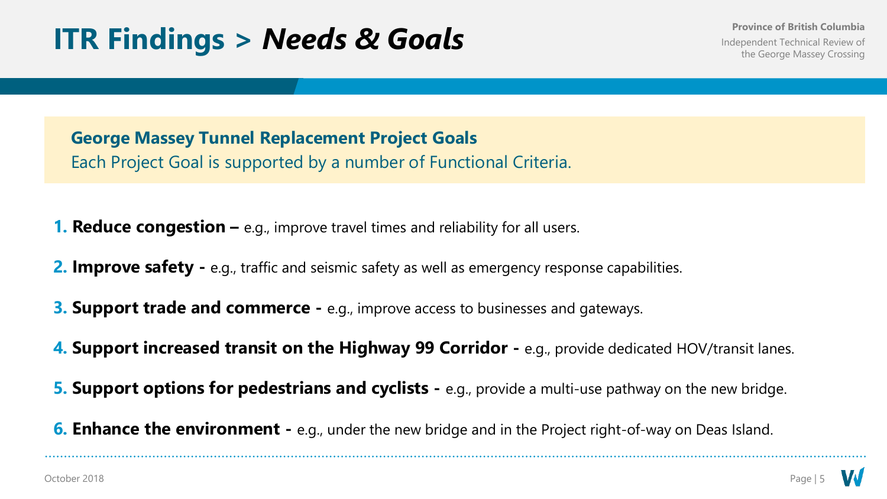# ITR Findings > *Needs & Goals*

**George Massey Tunnel Replacement Project Goals**

Each Project Goal is supported by a number of Functional Criteria.

1. **Reduce congestion –** e.g., improve travel times and reliability for all users.
2. **Improve safety -** e.g., traffic and seismic safety as well as emergency response capabilities.
3. **Support trade and commerce -** e.g., improve access to businesses and gateways.
4. **Support increased transit on the Highway 99 Corridor -** e.g., provide dedicated HOV/transit lanes.
5. **Support options for pedestrians and cyclists -** e.g., provide a multi-use pathway on the new bridge.
6. **Enhance the environment -** e.g., under the new bridge and in the Project right-of-way on Deas Island.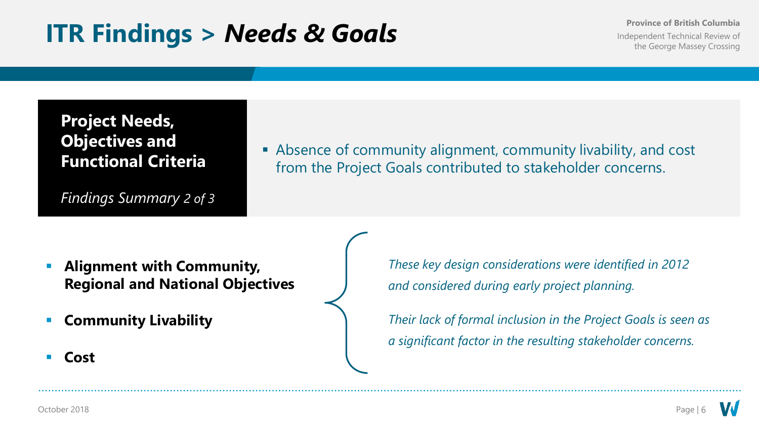# ITR Findings > *Needs & Goals*

**Project Needs, Objectives and Functional Criteria**

*Findings Summary 2 of 3*

- Absence of community alignment, community livability, and cost from the Project Goals contributed to stakeholder concerns.

- **Alignment with Community, Regional and National Objectives**
- **Community Livability**
- **Cost**

*These key design considerations were identified in 2012 and considered during early project planning.*

*Their lack of formal inclusion in the Project Goals is seen as a significant factor in the resulting stakeholder concerns.*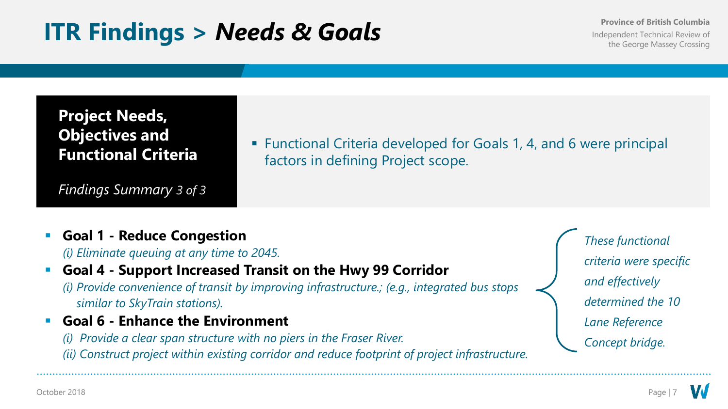# ITR Findings > *Needs & Goals*

**Project Needs, Objectives and Functional Criteria**

*Findings Summary 3 of 3*

- Functional Criteria developed for Goals 1, 4, and 6 were principal factors in defining Project scope.

- **Goal 1 - Reduce Congestion**
  *(i) Eliminate queuing at any time to 2045.*
- **Goal 4 - Support Increased Transit on the Hwy 99 Corridor**
  *(i) Provide convenience of transit by improving infrastructure.; (e.g., integrated bus stops similar to SkyTrain stations).*
- **Goal 6 - Enhance the Environment**
  *(i) Provide a clear span structure with no piers in the Fraser River.*
  *(ii) Construct project within existing corridor and reduce footprint of project infrastructure.*

*These functional criteria were specific and effectively determined the 10 Lane Reference Concept bridge.*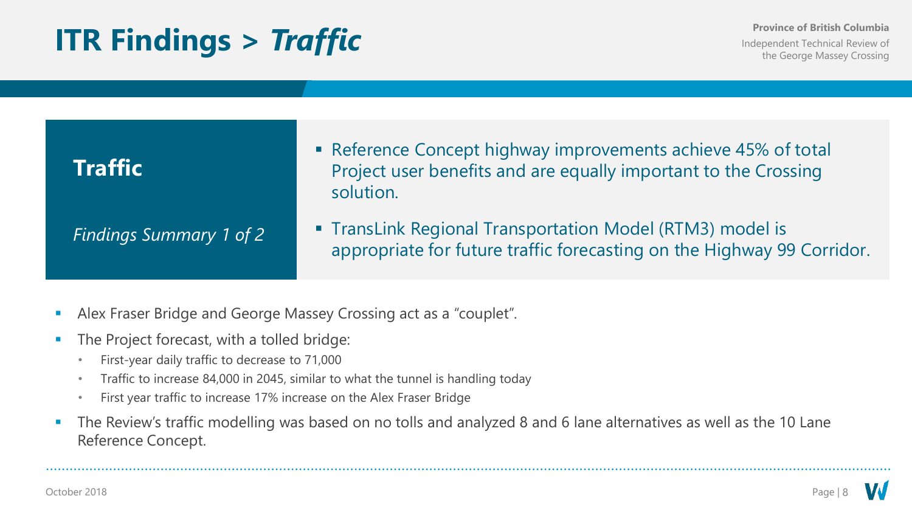# ITR Findings > *Traffic*

**Province of British Columbia**
Independent Technical Review of the George Massey Crossing

## Traffic

*Findings Summary 1 of 2*

- Reference Concept highway improvements achieve 45% of total Project user benefits and are equally important to the Crossing solution.
- TransLink Regional Transportation Model (RTM3) model is appropriate for future traffic forecasting on the Highway 99 Corridor.

- Alex Fraser Bridge and George Massey Crossing act as a "couplet".
- The Project forecast, with a tolled bridge:
  - First-year daily traffic to decrease to 71,000
  - Traffic to increase 84,000 in 2045, similar to what the tunnel is handling today
  - First year traffic to increase 17% increase on the Alex Fraser Bridge
- The Review's traffic modelling was based on no tolls and analyzed 8 and 6 lane alternatives as well as the 10 Lane Reference Concept.

October 2018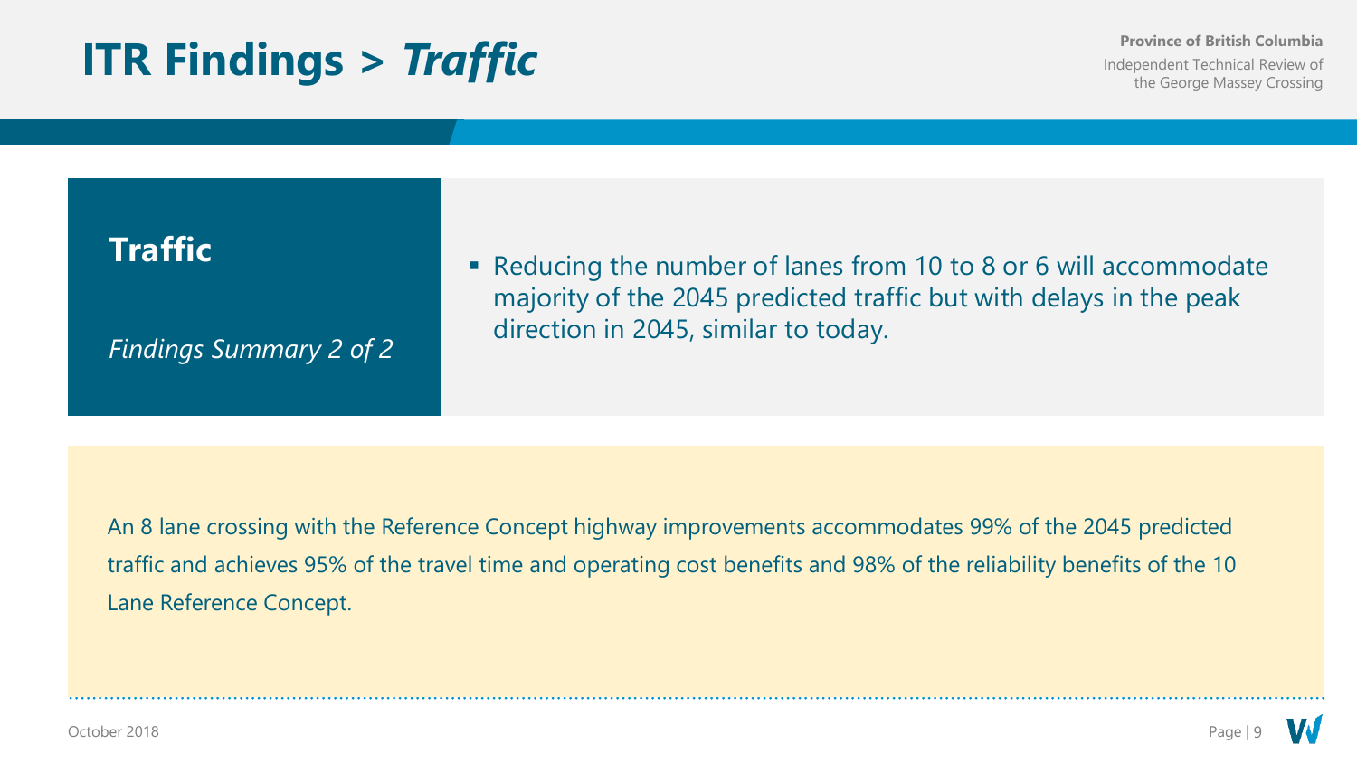# ITR Findings > *Traffic*

## Traffic

*Findings Summary 2 of 2*

- Reducing the number of lanes from 10 to 8 or 6 will accommodate majority of the 2045 predicted traffic but with delays in the peak direction in 2045, similar to today.

An 8 lane crossing with the Reference Concept highway improvements accommodates 99% of the 2045 predicted traffic and achieves 95% of the travel time and operating cost benefits and 98% of the reliability benefits of the 10 Lane Reference Concept.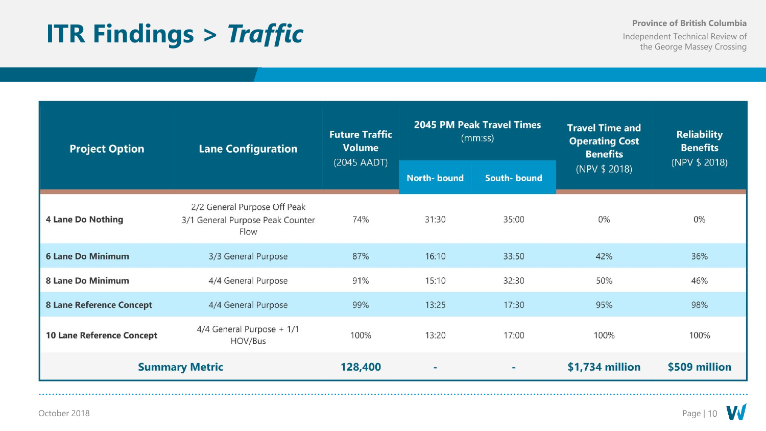# ITR Findings > *Traffic*

| Project Option | Lane Configuration | Future Traffic Volume (2045 AADT) | 2045 PM Peak Travel Times (mm:ss) | | Travel Time and Operating Cost Benefits (NPV $ 2018) | Reliability Benefits (NPV $ 2018) |
|---|---|---|---|---|---|---|
| | | | North- bound | South- bound | | |
| **4 Lane Do Nothing** | 2/2 General Purpose Off Peak 3/1 General Purpose Peak Counter Flow | 74% | 31:30 | 35:00 | 0% | 0% |
| **6 Lane Do Minimum** | 3/3 General Purpose | 87% | 16:10 | 33:50 | 42% | 36% |
| **8 Lane Do Minimum** | 4/4 General Purpose | 91% | 15:10 | 32:30 | 50% | 46% |
| **8 Lane Reference Concept** | 4/4 General Purpose | 99% | 13:25 | 17:30 | 95% | 98% |
| **10 Lane Reference Concept** | 4/4 General Purpose + 1/1 HOV/Bus | 100% | 13:20 | 17:00 | 100% | 100% |
| **Summary Metric** | | **128,400** | - | - | **$1,734 million** | **$509 million** |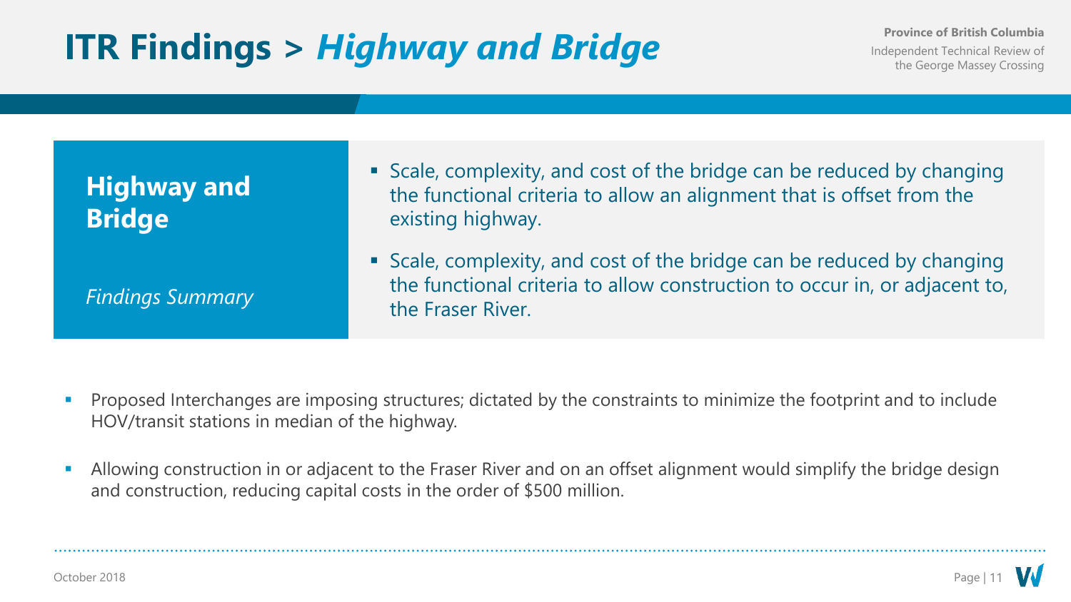# ITR Findings > *Highway and Bridge*

## Highway and Bridge

*Findings Summary*

- Scale, complexity, and cost of the bridge can be reduced by changing the functional criteria to allow an alignment that is offset from the existing highway.
- Scale, complexity, and cost of the bridge can be reduced by changing the functional criteria to allow construction to occur in, or adjacent to, the Fraser River.

- Proposed Interchanges are imposing structures; dictated by the constraints to minimize the footprint and to include HOV/transit stations in median of the highway.
- Allowing construction in or adjacent to the Fraser River and on an offset alignment would simplify the bridge design and construction, reducing capital costs in the order of $500 million.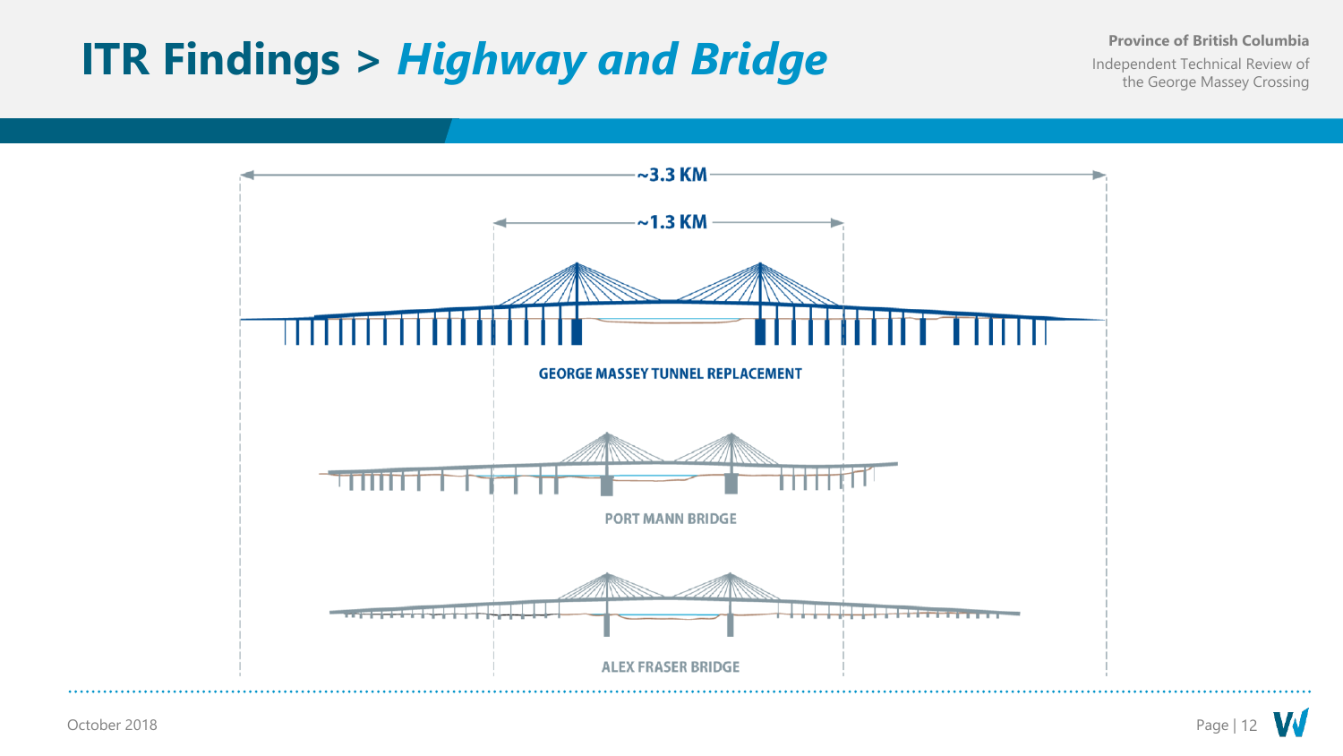# ITR Findings > *Highway and Bridge*

~3.3 KM

~1.3 KM

GEORGE MASSEY TUNNEL REPLACEMENT

PORT MANN BRIDGE

ALEX FRASER BRIDGE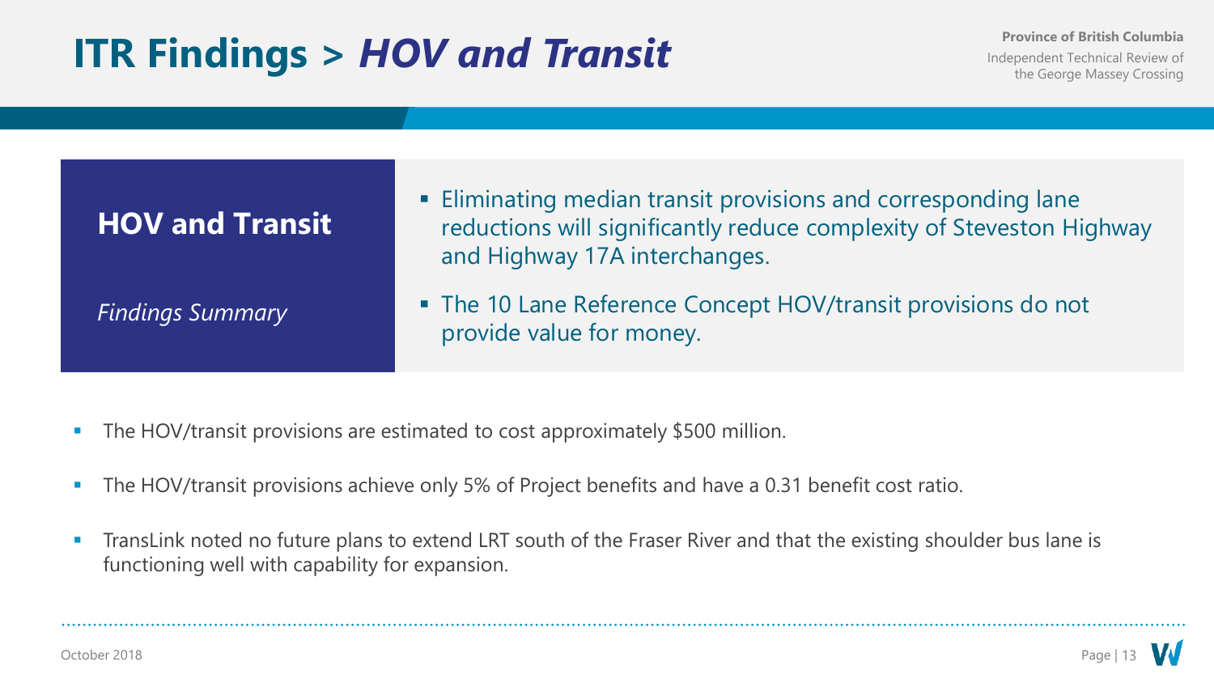# ITR Findings > *HOV and Transit*

## HOV and Transit

*Findings Summary*

- Eliminating median transit provisions and corresponding lane reductions will significantly reduce complexity of Steveston Highway and Highway 17A interchanges.
- The 10 Lane Reference Concept HOV/transit provisions do not provide value for money.

---

- The HOV/transit provisions are estimated to cost approximately $500 million.
- The HOV/transit provisions achieve only 5% of Project benefits and have a 0.31 benefit cost ratio.
- TransLink noted no future plans to extend LRT south of the Fraser River and that the existing shoulder bus lane is functioning well with capability for expansion.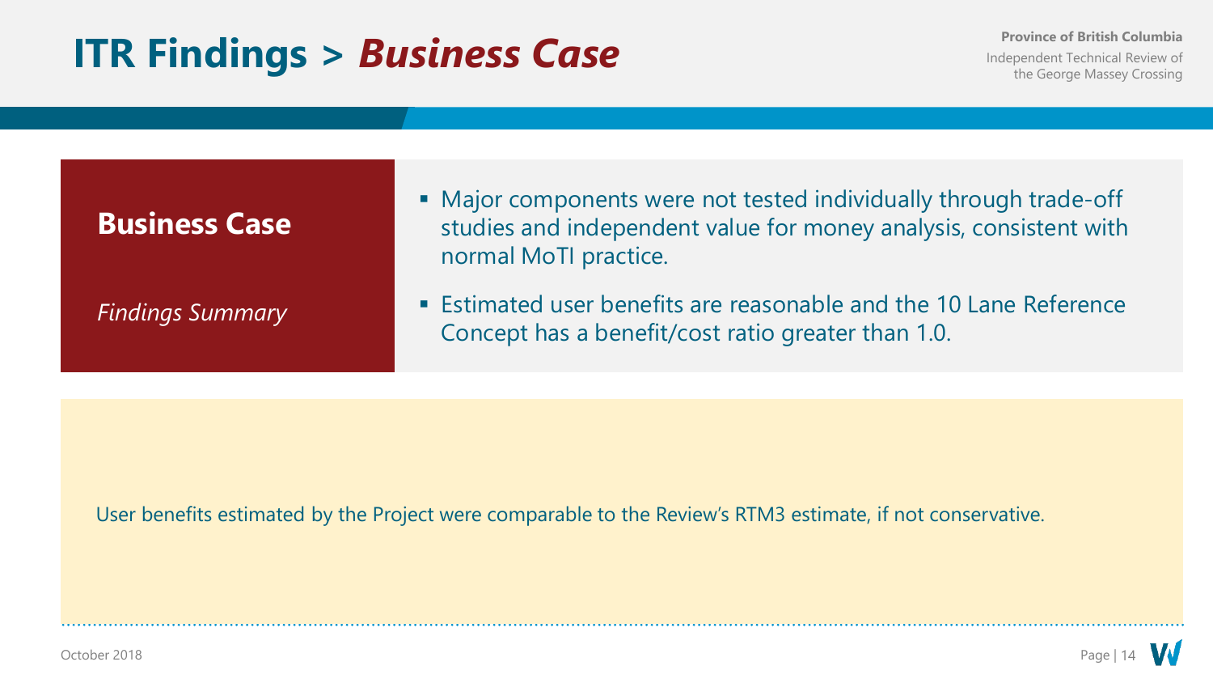# ITR Findings > *Business Case*

## Business Case

*Findings Summary*

- Major components were not tested individually through trade-off studies and independent value for money analysis, consistent with normal MoTI practice.
- Estimated user benefits are reasonable and the 10 Lane Reference Concept has a benefit/cost ratio greater than 1.0.

User benefits estimated by the Project were comparable to the Review's RTM3 estimate, if not conservative.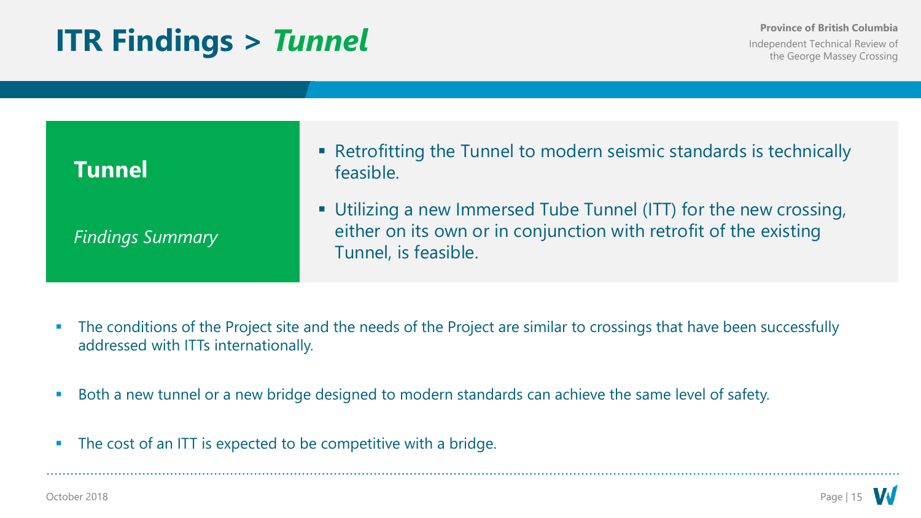# ITR Findings > *Tunnel*

## Tunnel

*Findings Summary*

- Retrofitting the Tunnel to modern seismic standards is technically feasible.
- Utilizing a new Immersed Tube Tunnel (ITT) for the new crossing, either on its own or in conjunction with retrofit of the existing Tunnel, is feasible.

- The conditions of the Project site and the needs of the Project are similar to crossings that have been successfully addressed with ITTs internationally.
- Both a new tunnel or a new bridge designed to modern standards can achieve the same level of safety.
- The cost of an ITT is expected to be competitive with a bridge.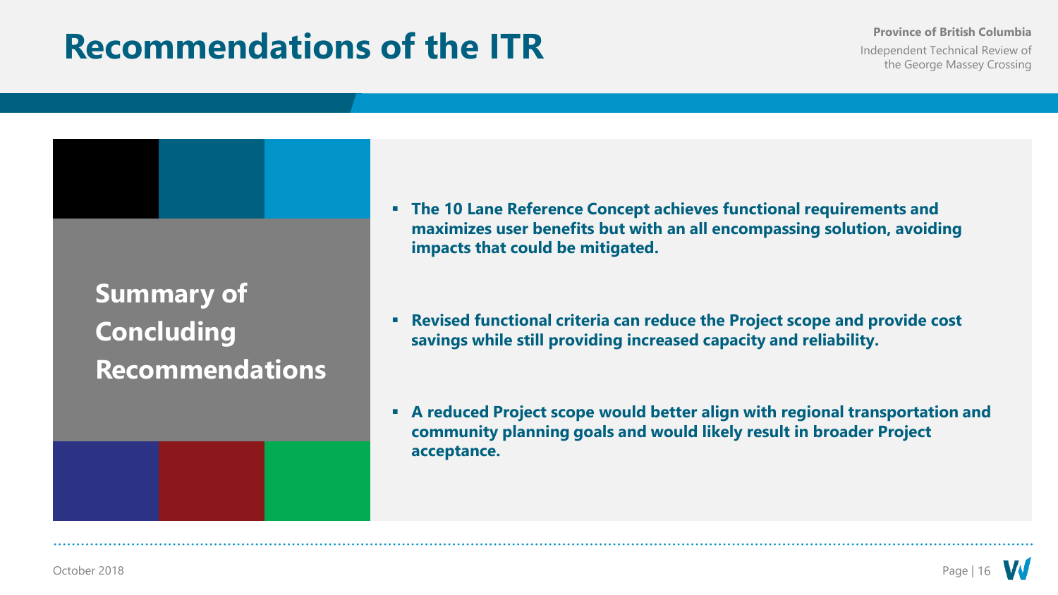# Recommendations of the ITR

## Summary of Concluding Recommendations

- **The 10 Lane Reference Concept achieves functional requirements and maximizes user benefits but with an all encompassing solution, avoiding impacts that could be mitigated.**
- **Revised functional criteria can reduce the Project scope and provide cost savings while still providing increased capacity and reliability.**
- **A reduced Project scope would better align with regional transportation and community planning goals and would likely result in broader Project acceptance.**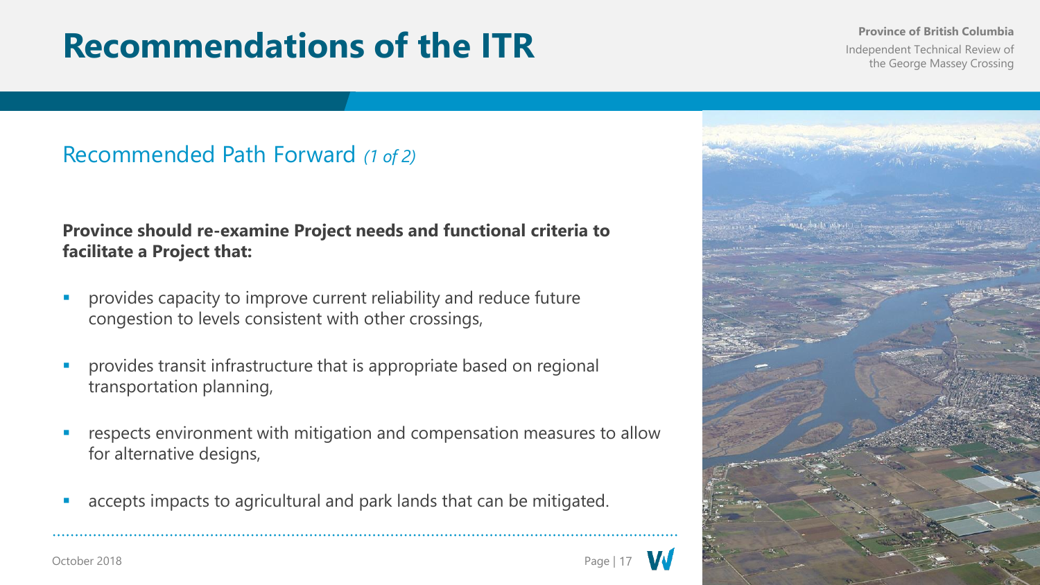# Recommendations of the ITR

## Recommended Path Forward *(1 of 2)*

**Province should re-examine Project needs and functional criteria to facilitate a Project that:**

- provides capacity to improve current reliability and reduce future congestion to levels consistent with other crossings,
- provides transit infrastructure that is appropriate based on regional transportation planning,
- respects environment with mitigation and compensation measures to allow for alternative designs,
- accepts impacts to agricultural and park lands that can be mitigated.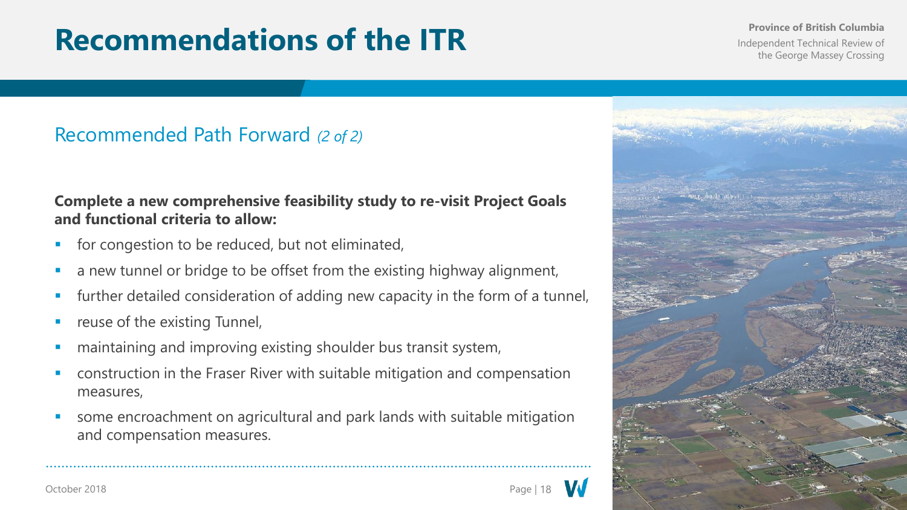# Recommendations of the ITR

## Recommended Path Forward *(2 of 2)*

**Complete a new comprehensive feasibility study to re-visit Project Goals and functional criteria to allow:**

- for congestion to be reduced, but not eliminated,
- a new tunnel or bridge to be offset from the existing highway alignment,
- further detailed consideration of adding new capacity in the form of a tunnel,
- reuse of the existing Tunnel,
- maintaining and improving existing shoulder bus transit system,
- construction in the Fraser River with suitable mitigation and compensation measures,
- some encroachment on agricultural and park lands with suitable mitigation and compensation measures.